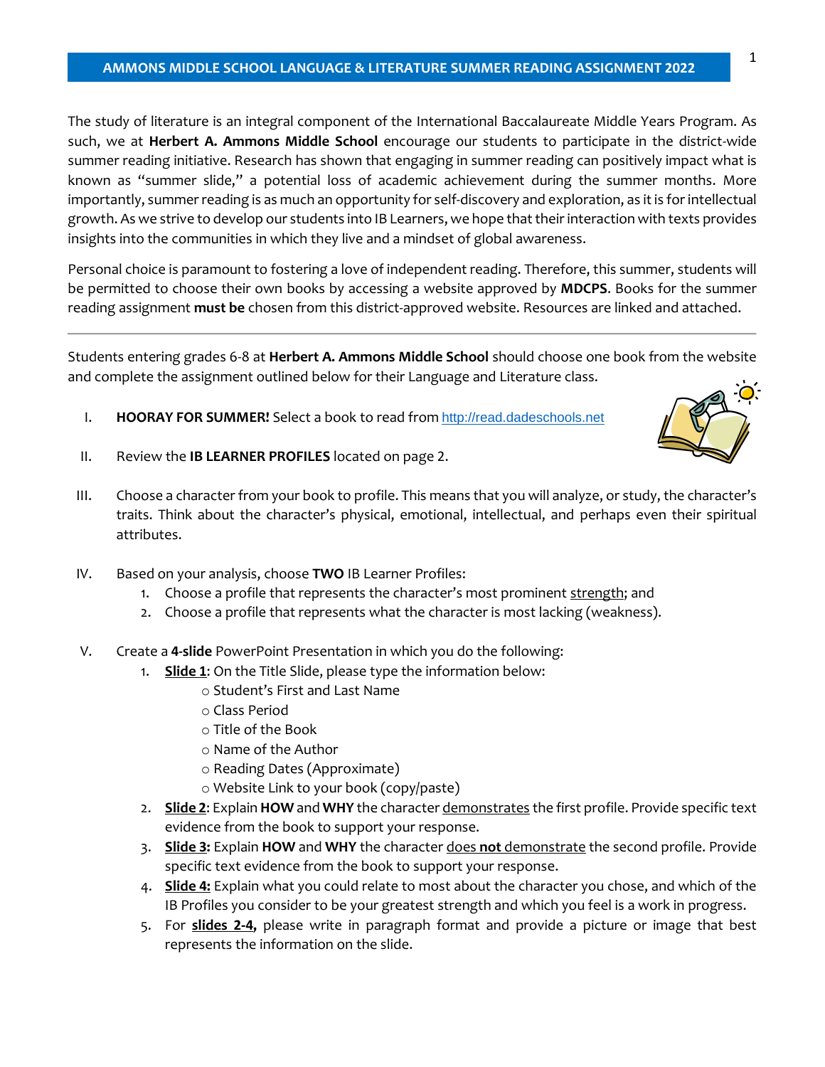# AMMONS MIDDLE SCHOOL LANGUAGE & LITERATURE SUMMER READING ASSIGNMENT 2022

The study of literature is an integral component of the International Baccalaureate Middle Years Program. As such, we at **Herbert A. Ammons Middle School** encourage our students to participate in the district-wide summer reading initiative. Research has shown that engaging in summer reading can positively impact what is known as "summer slide," a potential loss of academic achievement during the summer months. More importantly, summer reading is as much an opportunity for self-discovery and exploration, as it is for intellectual growth. As we strive to develop our students into IB Learners, we hope that their interaction with texts provides insights into the communities in which they live and a mindset of global awareness.

Personal choice is paramount to fostering a love of independent reading. Therefore, this summer, students will be permitted to choose their own books by accessing a website approved by **MDCPS**. Books for the summer reading assignment **must be** chosen from this district-approved website. Resources are linked and attached.

---

Students entering grades 6-8 at **Herbert A. Ammons Middle School** should choose one book from the website and complete the assignment outlined below for their Language and Literature class.

I. **HOORAY FOR SUMMER!** Select a book to read from http://read.dadeschools.net

II. Review the **IB LEARNER PROFILES** located on page 2.

III. Choose a character from your book to profile. This means that you will analyze, or study, the character's traits. Think about the character's physical, emotional, intellectual, and perhaps even their spiritual attributes.

IV. Based on your analysis, choose **TWO** IB Learner Profiles:
   1. Choose a profile that represents the character's most prominent strength; and
   2. Choose a profile that represents what the character is most lacking (weakness).

V. Create a **4-slide** PowerPoint Presentation in which you do the following:
   1. **Slide 1**: On the Title Slide, please type the information below:
      - Student's First and Last Name
      - Class Period
      - Title of the Book
      - Name of the Author
      - Reading Dates (Approximate)
      - Website Link to your book (copy/paste)
   2. **Slide 2**: Explain **HOW** and **WHY** the character demonstrates the first profile. Provide specific text evidence from the book to support your response.
   3. **Slide 3:** Explain **HOW** and **WHY** the character does **not** demonstrate the second profile. Provide specific text evidence from the book to support your response.
   4. **Slide 4:** Explain what you could relate to most about the character you chose, and which of the IB Profiles you consider to be your greatest strength and which you feel is a work in progress.
   5. For **slides 2-4,** please write in paragraph format and provide a picture or image that best represents the information on the slide.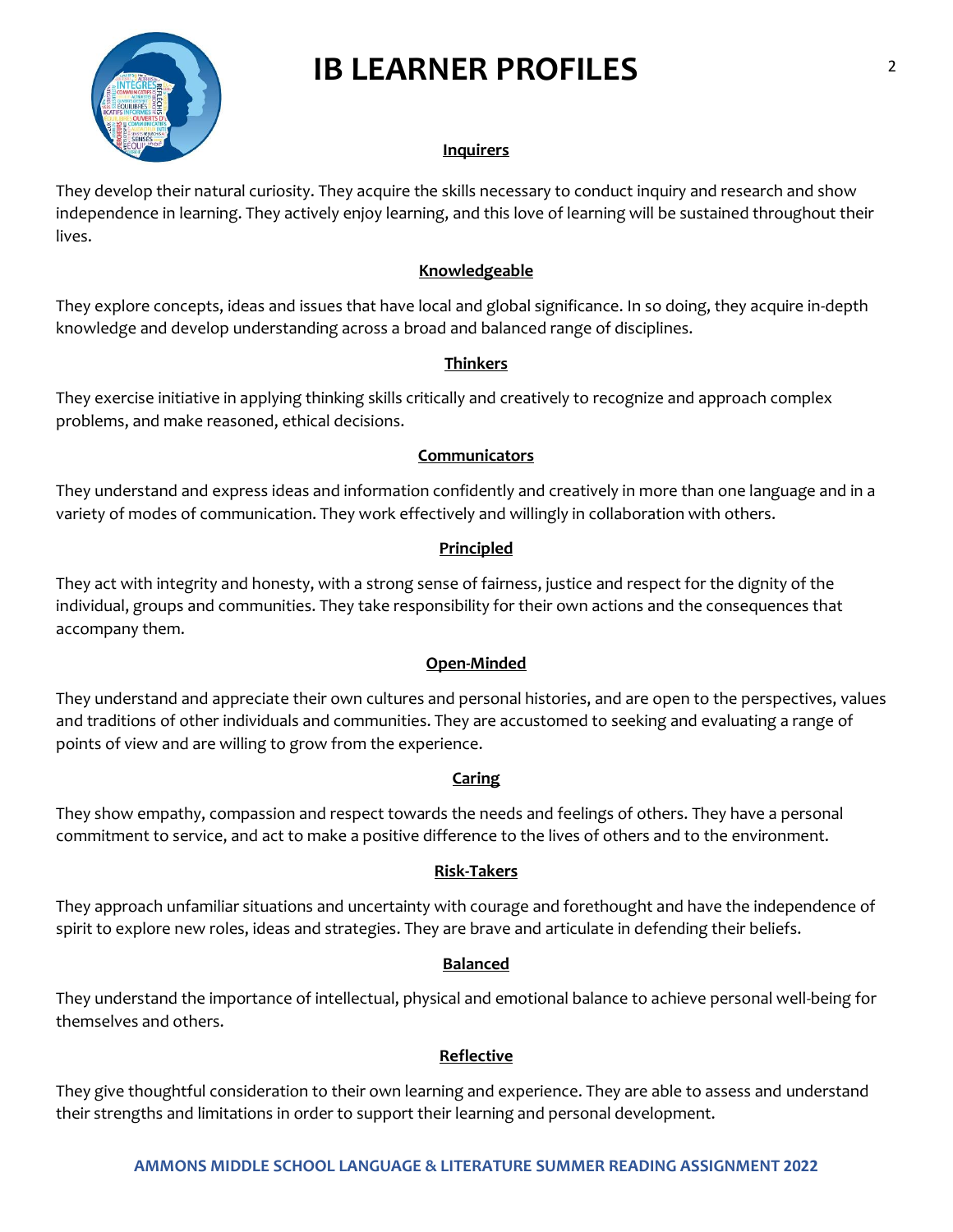# IB LEARNER PROFILES

**Inquirers**

They develop their natural curiosity. They acquire the skills necessary to conduct inquiry and research and show independence in learning. They actively enjoy learning, and this love of learning will be sustained throughout their lives.

**Knowledgeable**

They explore concepts, ideas and issues that have local and global significance. In so doing, they acquire in-depth knowledge and develop understanding across a broad and balanced range of disciplines.

**Thinkers**

They exercise initiative in applying thinking skills critically and creatively to recognize and approach complex problems, and make reasoned, ethical decisions.

**Communicators**

They understand and express ideas and information confidently and creatively in more than one language and in a variety of modes of communication. They work effectively and willingly in collaboration with others.

**Principled**

They act with integrity and honesty, with a strong sense of fairness, justice and respect for the dignity of the individual, groups and communities. They take responsibility for their own actions and the consequences that accompany them.

**Open-Minded**

They understand and appreciate their own cultures and personal histories, and are open to the perspectives, values and traditions of other individuals and communities. They are accustomed to seeking and evaluating a range of points of view and are willing to grow from the experience.

**Caring**

They show empathy, compassion and respect towards the needs and feelings of others. They have a personal commitment to service, and act to make a positive difference to the lives of others and to the environment.

**Risk-Takers**

They approach unfamiliar situations and uncertainty with courage and forethought and have the independence of spirit to explore new roles, ideas and strategies. They are brave and articulate in defending their beliefs.

**Balanced**

They understand the importance of intellectual, physical and emotional balance to achieve personal well-being for themselves and others.

**Reflective**

They give thoughtful consideration to their own learning and experience. They are able to assess and understand their strengths and limitations in order to support their learning and personal development.